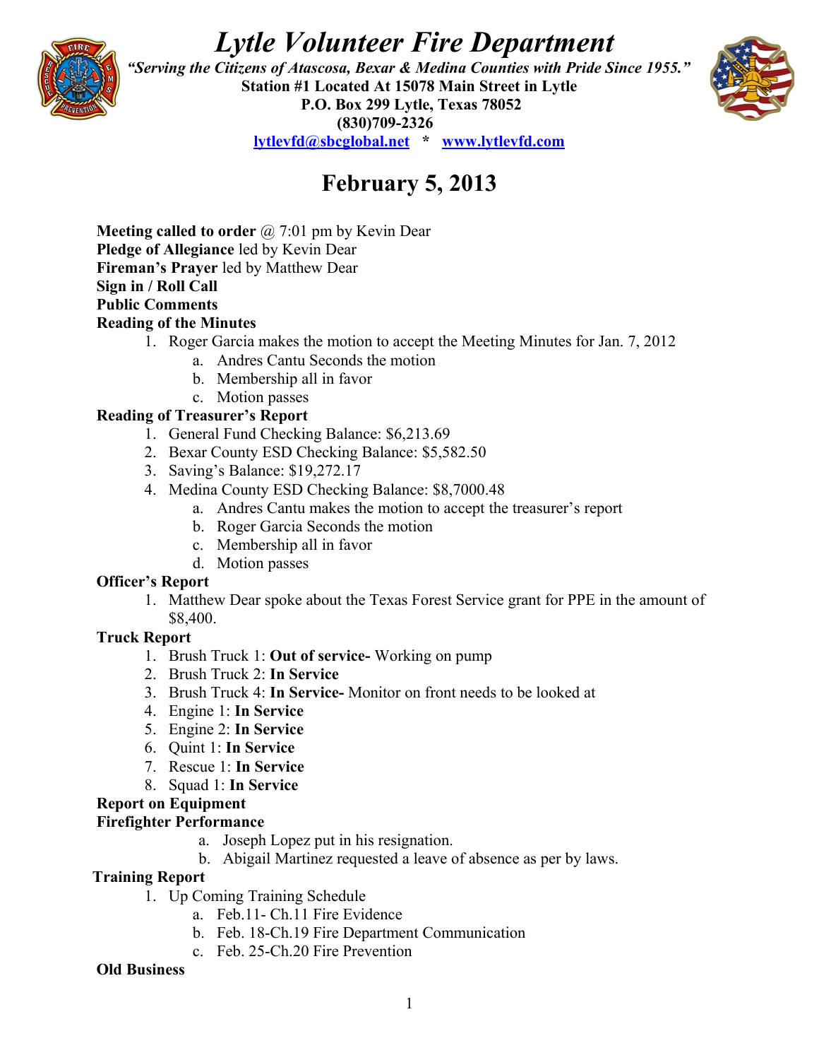# *Lytle Volunteer Fire Department*

***"Serving the Citizens of Atascosa, Bexar & Medina Counties with Pride Since 1955."***

**Station #1 Located At 15078 Main Street in Lytle**
**P.O. Box 299 Lytle, Texas 78052**
**(830)709-2326**
**lytlevfd@sbcglobal.net * www.lytlevfd.com**

## February 5, 2013

**Meeting called to order** @ 7:01 pm by Kevin Dear
**Pledge of Allegiance** led by Kevin Dear
**Fireman's Prayer** led by Matthew Dear
**Sign in / Roll Call**
**Public Comments**
**Reading of the Minutes**

1. Roger Garcia makes the motion to accept the Meeting Minutes for Jan. 7, 2012
    a. Andres Cantu Seconds the motion
    b. Membership all in favor
    c. Motion passes

**Reading of Treasurer's Report**

1. General Fund Checking Balance: $6,213.69
2. Bexar County ESD Checking Balance: $5,582.50
3. Saving's Balance: $19,272.17
4. Medina County ESD Checking Balance: $8,7000.48
    a. Andres Cantu makes the motion to accept the treasurer's report
    b. Roger Garcia Seconds the motion
    c. Membership all in favor
    d. Motion passes

**Officer's Report**

1. Matthew Dear spoke about the Texas Forest Service grant for PPE in the amount of $8,400.

**Truck Report**

1. Brush Truck 1: **Out of service-** Working on pump
2. Brush Truck 2: **In Service**
3. Brush Truck 4: **In Service-** Monitor on front needs to be looked at
4. Engine 1: **In Service**
5. Engine 2: **In Service**
6. Quint 1: **In Service**
7. Rescue 1: **In Service**
8. Squad 1: **In Service**

**Report on Equipment**
**Firefighter Performance**

a. Joseph Lopez put in his resignation.
b. Abigail Martinez requested a leave of absence as per by laws.

**Training Report**

1. Up Coming Training Schedule
    a. Feb.11- Ch.11 Fire Evidence
    b. Feb. 18-Ch.19 Fire Department Communication
    c. Feb. 25-Ch.20 Fire Prevention

**Old Business**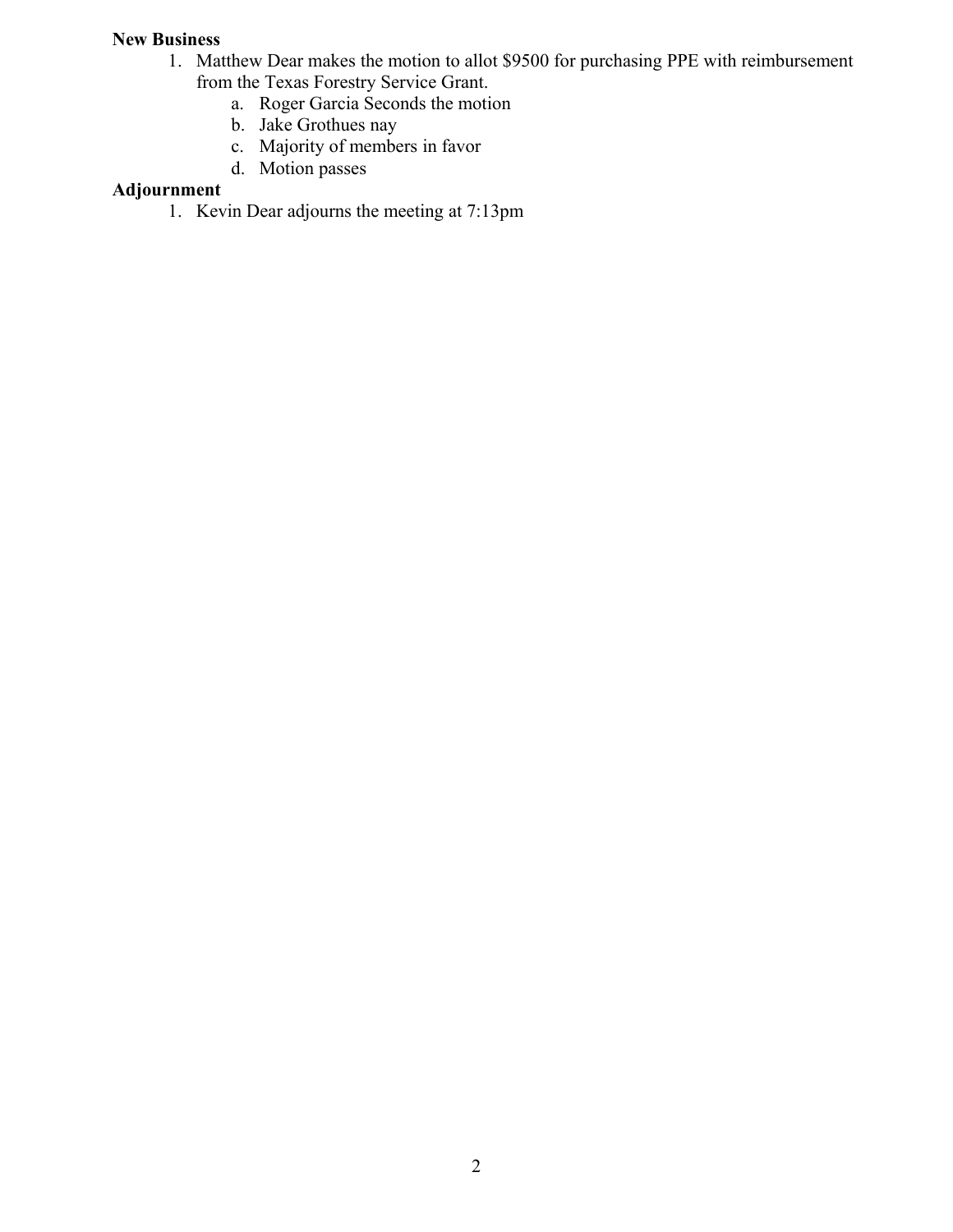**New Business**

1. Matthew Dear makes the motion to allot $9500 for purchasing PPE with reimbursement from the Texas Forestry Service Grant.
    a. Roger Garcia Seconds the motion
    b. Jake Grothues nay
    c. Majority of members in favor
    d. Motion passes

**Adjournment**

1. Kevin Dear adjourns the meeting at 7:13pm